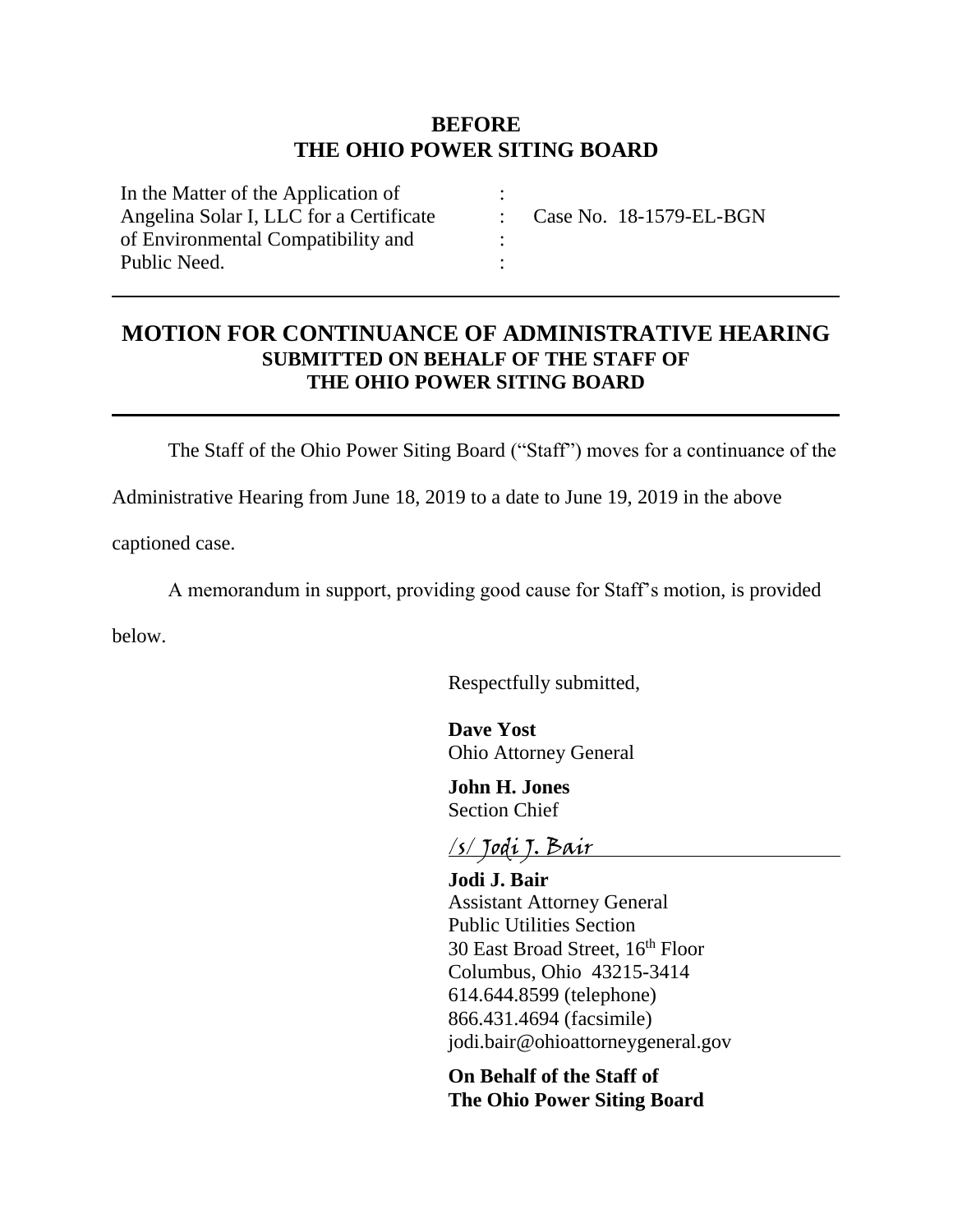**BEFORE**
**THE OHIO POWER SITING BOARD**

| | | |
|---|---|---|
| In the Matter of the Application of | : | |
| Angelina Solar I, LLC for a Certificate | : | Case No. 18-1579-EL-BGN |
| of Environmental Compatibility and | : | |
| Public Need. | : | |

---

# MOTION FOR CONTINUANCE OF ADMINISTRATIVE HEARING

**SUBMITTED ON BEHALF OF THE STAFF OF**
**THE OHIO POWER SITING BOARD**

---

The Staff of the Ohio Power Siting Board ("Staff") moves for a continuance of the Administrative Hearing from June 18, 2019 to a date to June 19, 2019 in the above captioned case.

A memorandum in support, providing good cause for Staff's motion, is provided below.

Respectfully submitted,

**Dave Yost**
Ohio Attorney General

**John H. Jones**
Section Chief

/s/ Jodi J. Bair

**Jodi J. Bair**
Assistant Attorney General
Public Utilities Section
30 East Broad Street, 16th Floor
Columbus, Ohio 43215-3414
614.644.8599 (telephone)
866.431.4694 (facsimile)
jodi.bair@ohioattorneygeneral.gov

**On Behalf of the Staff of**
**The Ohio Power Siting Board**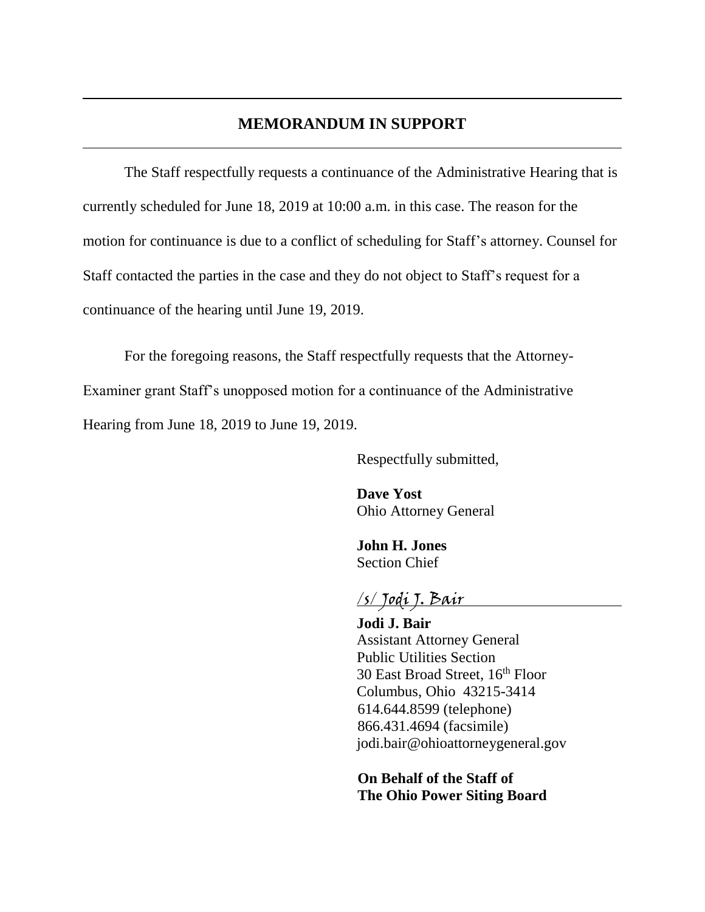## MEMORANDUM IN SUPPORT

The Staff respectfully requests a continuance of the Administrative Hearing that is currently scheduled for June 18, 2019 at 10:00 a.m. in this case. The reason for the motion for continuance is due to a conflict of scheduling for Staff's attorney. Counsel for Staff contacted the parties in the case and they do not object to Staff's request for a continuance of the hearing until June 19, 2019.

For the foregoing reasons, the Staff respectfully requests that the Attorney-Examiner grant Staff's unopposed motion for a continuance of the Administrative Hearing from June 18, 2019 to June 19, 2019.

Respectfully submitted,

**Dave Yost**
Ohio Attorney General

**John H. Jones**
Section Chief

/s/ Jodi J. Bair

**Jodi J. Bair**
Assistant Attorney General
Public Utilities Section
30 East Broad Street, 16th Floor
Columbus, Ohio 43215-3414
614.644.8599 (telephone)
866.431.4694 (facsimile)
jodi.bair@ohioattorneygeneral.gov

**On Behalf of the Staff of**
**The Ohio Power Siting Board**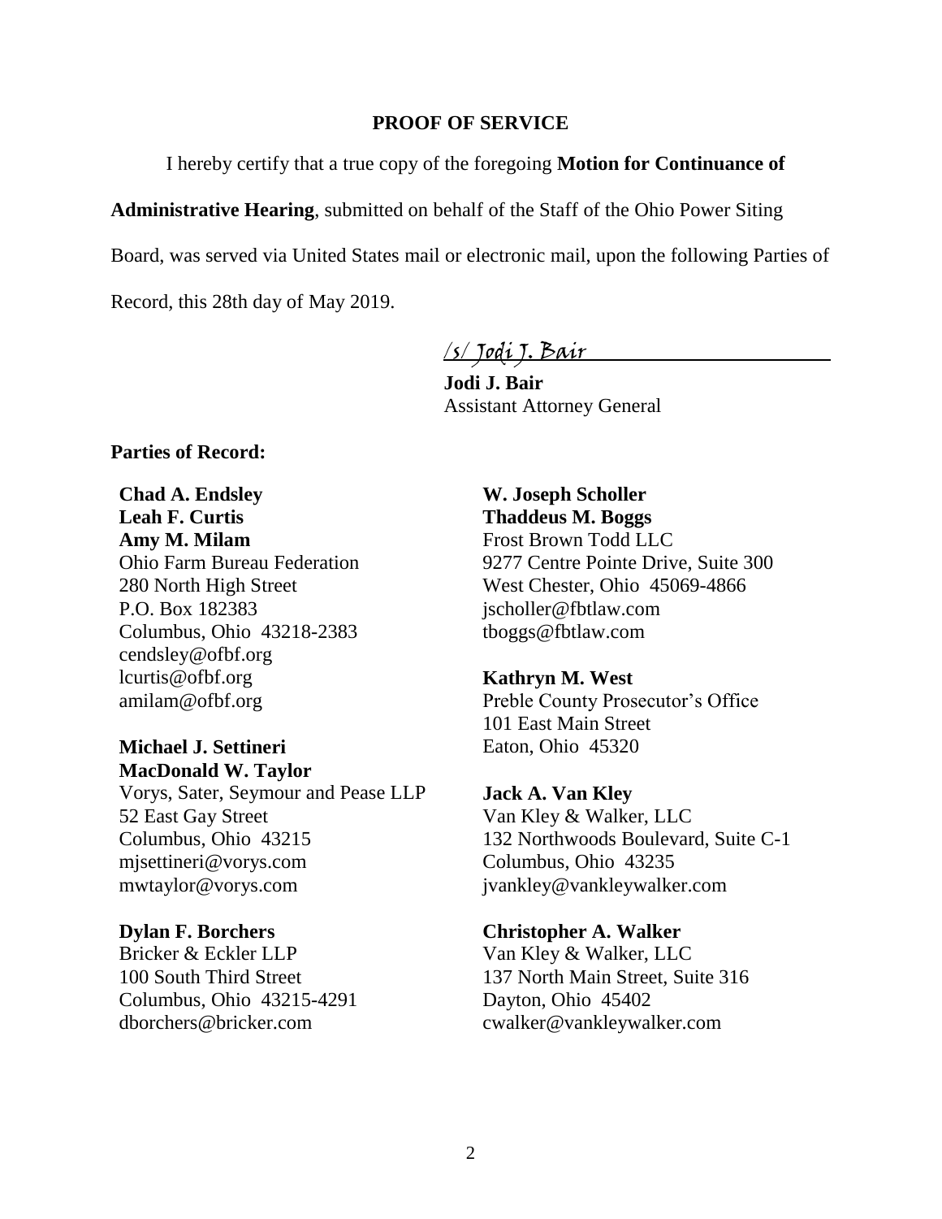## PROOF OF SERVICE

I hereby certify that a true copy of the foregoing **Motion for Continuance of Administrative Hearing**, submitted on behalf of the Staff of the Ohio Power Siting Board, was served via United States mail or electronic mail, upon the following Parties of Record, this 28th day of May 2019.

/s/ Jodi J. Bair

**Jodi J. Bair**
Assistant Attorney General

**Parties of Record:**

**Chad A. Endsley**
**Leah F. Curtis**
**Amy M. Milam**
Ohio Farm Bureau Federation
280 North High Street
P.O. Box 182383
Columbus, Ohio 43218-2383
cendsley@ofbf.org
lcurtis@ofbf.org
amilam@ofbf.org

**Michael J. Settineri**
**MacDonald W. Taylor**
Vorys, Sater, Seymour and Pease LLP
52 East Gay Street
Columbus, Ohio 43215
mjsettineri@vorys.com
mwtaylor@vorys.com

**Dylan F. Borchers**
Bricker & Eckler LLP
100 South Third Street
Columbus, Ohio 43215-4291
dborchers@bricker.com

**W. Joseph Scholler**
**Thaddeus M. Boggs**
Frost Brown Todd LLC
9277 Centre Pointe Drive, Suite 300
West Chester, Ohio 45069-4866
jscholler@fbtlaw.com
tboggs@fbtlaw.com

**Kathryn M. West**
Preble County Prosecutor's Office
101 East Main Street
Eaton, Ohio 45320

**Jack A. Van Kley**
Van Kley & Walker, LLC
132 Northwoods Boulevard, Suite C-1
Columbus, Ohio 43235
jvankley@vankleywalker.com

**Christopher A. Walker**
Van Kley & Walker, LLC
137 North Main Street, Suite 316
Dayton, Ohio 45402
cwalker@vankleywalker.com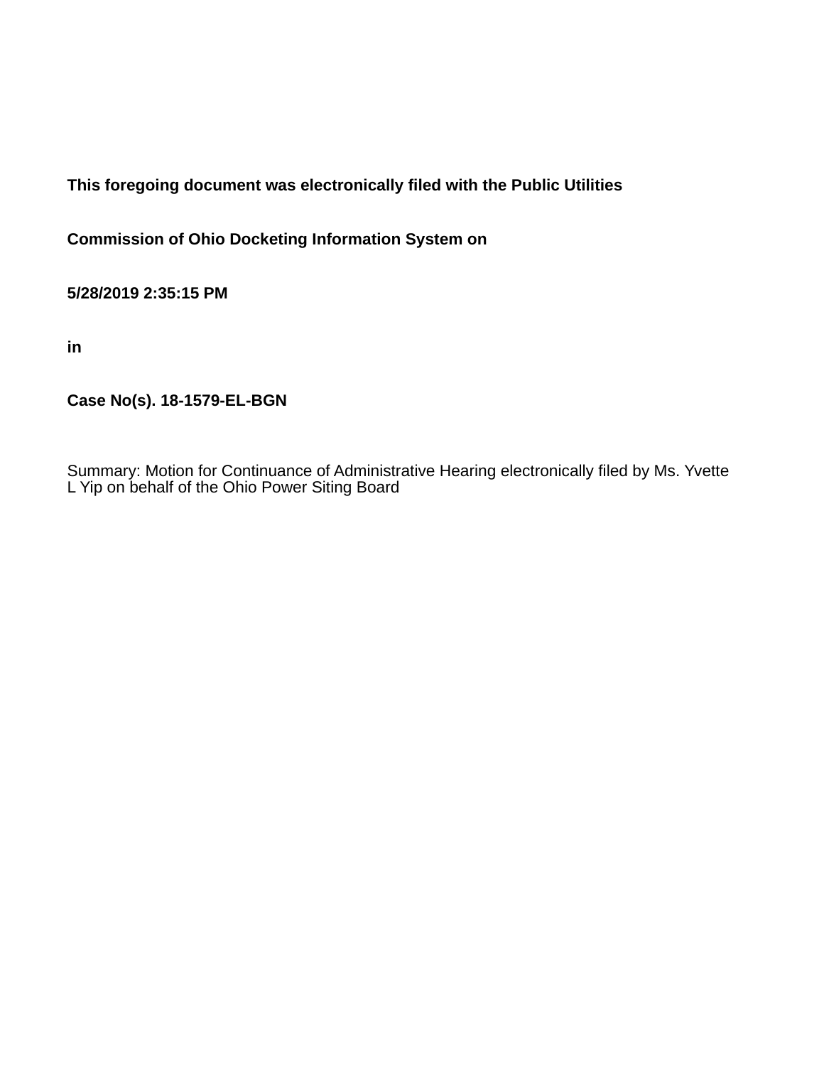**This foregoing document was electronically filed with the Public Utilities**

**Commission of Ohio Docketing Information System on**

**5/28/2019 2:35:15 PM**

**in**

**Case No(s). 18-1579-EL-BGN**

Summary: Motion for Continuance of Administrative Hearing electronically filed by Ms. Yvette L Yip on behalf of the Ohio Power Siting Board